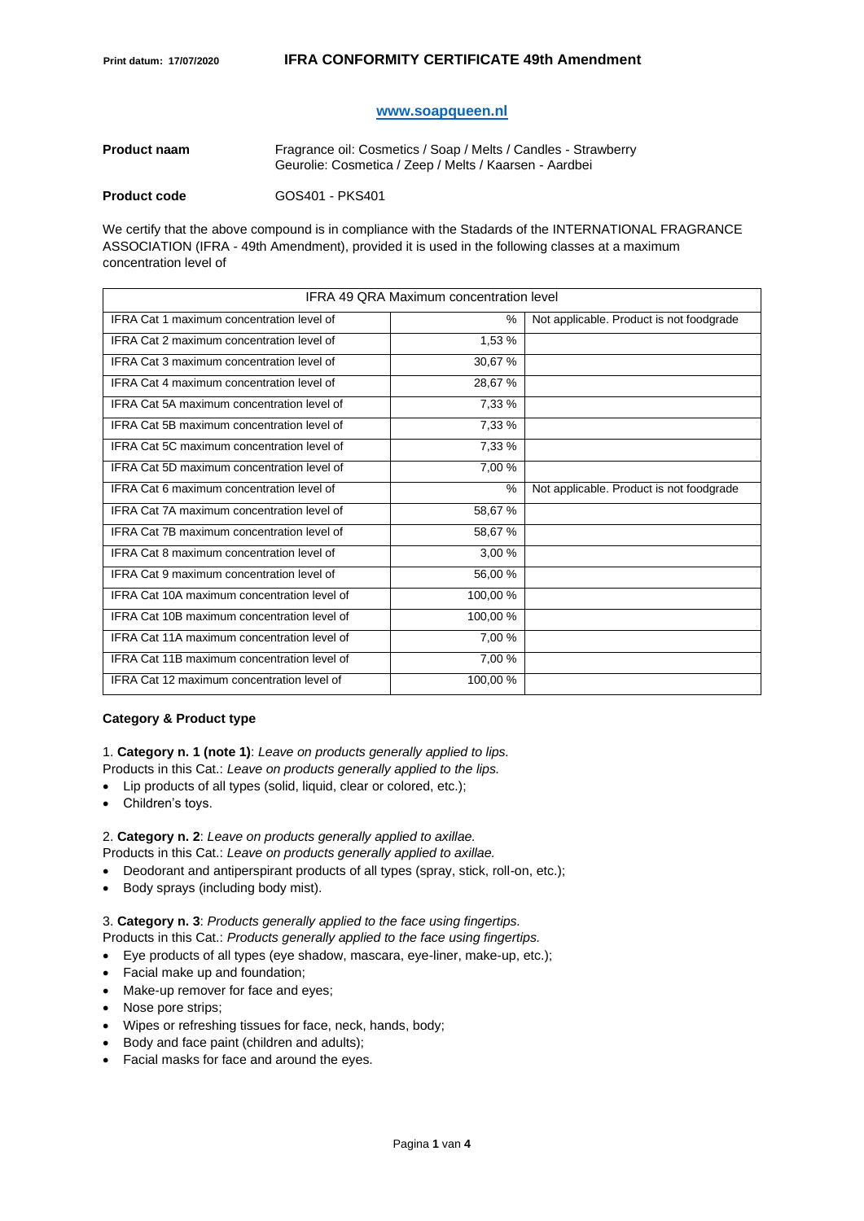Print datum: 17/07/2020

# IFRA CONFORMITY CERTIFICATE 49th Amendment

**www.soapqueen.nl**

| **Product naam** | Fragrance oil: Cosmetics / Soap / Melts / Candles - Strawberry<br>Geurolie: Cosmetica / Zeep / Melts / Kaarsen - Aardbei |
|---|---|
| **Product code** | GOS401 - PKS401 |

We certify that the above compound is in compliance with the Stadards of the INTERNATIONAL FRAGRANCE ASSOCIATION (IFRA - 49th Amendment), provided it is used in the following classes at a maximum concentration level of

| IFRA 49 QRA Maximum concentration level | | |
|---|---|---|
| IFRA Cat 1 maximum concentration level of | % | Not applicable. Product is not foodgrade |
| IFRA Cat 2 maximum concentration level of | 1,53 % | |
| IFRA Cat 3 maximum concentration level of | 30,67 % | |
| IFRA Cat 4 maximum concentration level of | 28,67 % | |
| IFRA Cat 5A maximum concentration level of | 7,33 % | |
| IFRA Cat 5B maximum concentration level of | 7,33 % | |
| IFRA Cat 5C maximum concentration level of | 7,33 % | |
| IFRA Cat 5D maximum concentration level of | 7,00 % | |
| IFRA Cat 6 maximum concentration level of | % | Not applicable. Product is not foodgrade |
| IFRA Cat 7A maximum concentration level of | 58,67 % | |
| IFRA Cat 7B maximum concentration level of | 58,67 % | |
| IFRA Cat 8 maximum concentration level of | 3,00 % | |
| IFRA Cat 9 maximum concentration level of | 56,00 % | |
| IFRA Cat 10A maximum concentration level of | 100,00 % | |
| IFRA Cat 10B maximum concentration level of | 100,00 % | |
| IFRA Cat 11A maximum concentration level of | 7,00 % | |
| IFRA Cat 11B maximum concentration level of | 7,00 % | |
| IFRA Cat 12 maximum concentration level of | 100,00 % | |

## Category & Product type

1. **Category n. 1 (note 1)**: *Leave on products generally applied to lips.*
Products in this Cat.: *Leave on products generally applied to the lips.*

- Lip products of all types (solid, liquid, clear or colored, etc.);
- Children's toys.

2. **Category n. 2**: *Leave on products generally applied to axillae.*
Products in this Cat.: *Leave on products generally applied to axillae.*

- Deodorant and antiperspirant products of all types (spray, stick, roll-on, etc.);
- Body sprays (including body mist).

3. **Category n. 3**: *Products generally applied to the face using fingertips.*
Products in this Cat.: *Products generally applied to the face using fingertips.*

- Eye products of all types (eye shadow, mascara, eye-liner, make-up, etc.);
- Facial make up and foundation;
- Make-up remover for face and eyes;
- Nose pore strips;
- Wipes or refreshing tissues for face, neck, hands, body;
- Body and face paint (children and adults);
- Facial masks for face and around the eyes.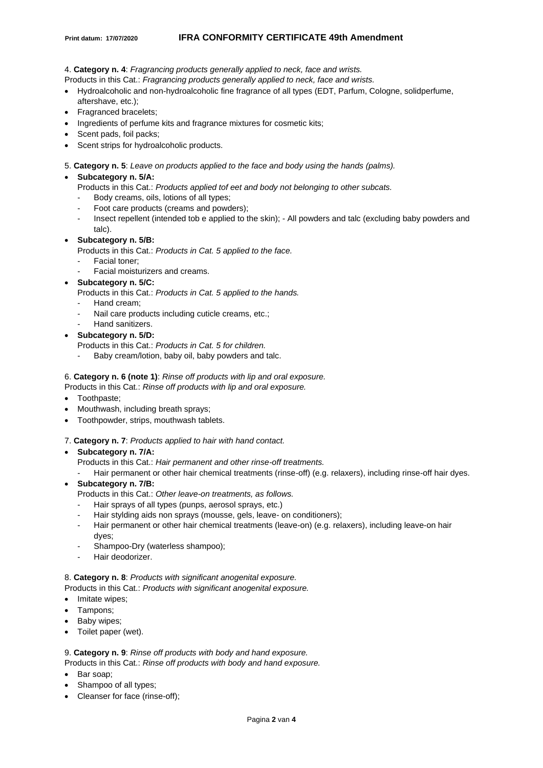4. **Category n. 4**: *Fragrancing products generally applied to neck, face and wrists.*

Products in this Cat.: *Fragrancing products generally applied to neck, face and wrists.*

- Hydroalcoholic and non-hydroalcoholic fine fragrance of all types (EDT, Parfum, Cologne, solidperfume, aftershave, etc.);
- Fragranced bracelets;
- Ingredients of perfume kits and fragrance mixtures for cosmetic kits;
- Scent pads, foil packs;
- Scent strips for hydroalcoholic products.

5. **Category n. 5**: *Leave on products applied to the face and body using the hands (palms).*

- **Subcategory n. 5/A:**
  Products in this Cat.: *Products applied tof eet and body not belonging to other subcats.*
  - Body creams, oils, lotions of all types;
  - Foot care products (creams and powders);
  - Insect repellent (intended tob e applied to the skin); - All powders and talc (excluding baby powders and talc).
- **Subcategory n. 5/B:**
  Products in this Cat.: *Products in Cat. 5 applied to the face.*
  - Facial toner;
  - Facial moisturizers and creams.
- **Subcategory n. 5/C:**
  Products in this Cat.: *Products in Cat. 5 applied to the hands.*
  - Hand cream;
  - Nail care products including cuticle creams, etc.;
  - Hand sanitizers.
- **Subcategory n. 5/D:**
  Products in this Cat.: *Products in Cat. 5 for children.*
  - Baby cream/lotion, baby oil, baby powders and talc.

6. **Category n. 6 (note 1)**: *Rinse off products with lip and oral exposure.*

Products in this Cat.: *Rinse off products with lip and oral exposure.*

- Toothpaste;
- Mouthwash, including breath sprays;
- Toothpowder, strips, mouthwash tablets.

7. **Category n. 7**: *Products applied to hair with hand contact.*

- **Subcategory n. 7/A:**
  Products in this Cat.: *Hair permanent and other rinse-off treatments.*
  - Hair permanent or other hair chemical treatments (rinse-off) (e.g. relaxers), including rinse-off hair dyes.
- **Subcategory n. 7/B:**
  Products in this Cat.: *Other leave-on treatments, as follows.*
  - Hair sprays of all types (punps, aerosol sprays, etc.)
  - Hair stylding aids non sprays (mousse, gels, leave- on conditioners);
  - Hair permanent or other hair chemical treatments (leave-on) (e.g. relaxers), including leave-on hair dyes;
  - Shampoo-Dry (waterless shampoo);
  - Hair deodorizer.

8. **Category n. 8**: *Products with significant anogenital exposure.*

Products in this Cat.: *Products with significant anogenital exposure.*

- Imitate wipes;
- Tampons;
- Baby wipes;
- Toilet paper (wet).

9. **Category n. 9**: *Rinse off products with body and hand exposure.*

Products in this Cat.: *Rinse off products with body and hand exposure.*

- Bar soap;
- Shampoo of all types;
- Cleanser for face (rinse-off);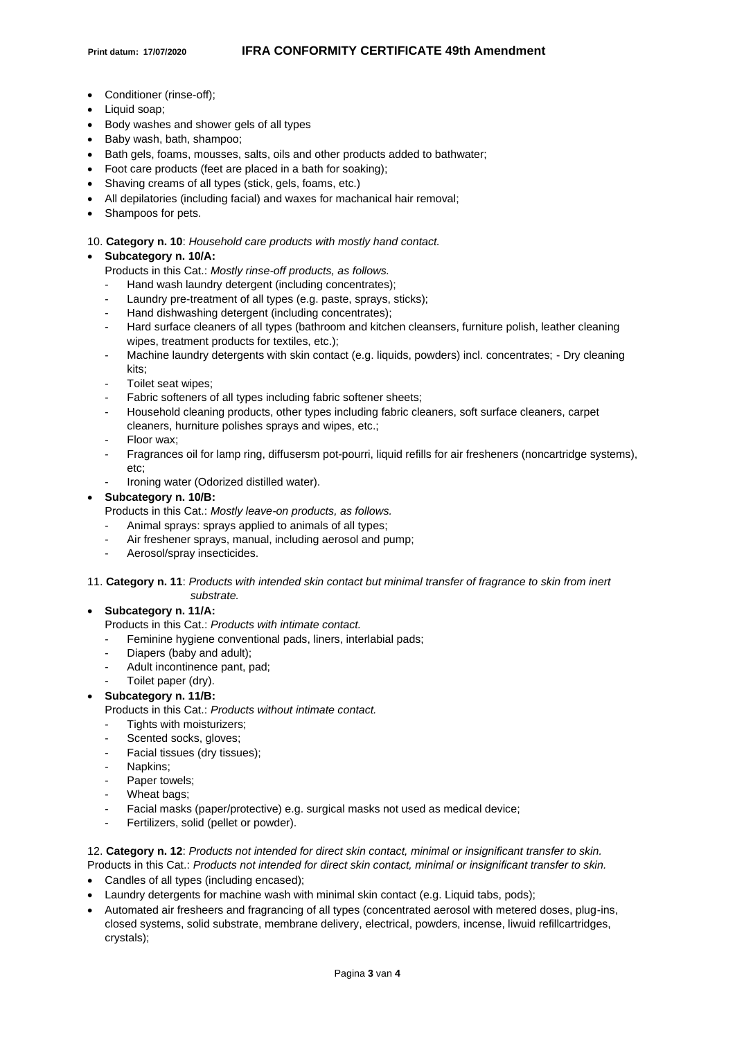- Conditioner (rinse-off);
- Liquid soap;
- Body washes and shower gels of all types
- Baby wash, bath, shampoo;
- Bath gels, foams, mousses, salts, oils and other products added to bathwater;
- Foot care products (feet are placed in a bath for soaking);
- Shaving creams of all types (stick, gels, foams, etc.)
- All depilatories (including facial) and waxes for machanical hair removal;
- Shampoos for pets.

10. **Category n. 10**: *Household care products with mostly hand contact.*

- **Subcategory n. 10/A:**
  Products in this Cat.: *Mostly rinse-off products, as follows.*
  - Hand wash laundry detergent (including concentrates);
  - Laundry pre-treatment of all types (e.g. paste, sprays, sticks);
  - Hand dishwashing detergent (including concentrates);
  - Hard surface cleaners of all types (bathroom and kitchen cleansers, furniture polish, leather cleaning wipes, treatment products for textiles, etc.);
  - Machine laundry detergents with skin contact (e.g. liquids, powders) incl. concentrates; - Dry cleaning kits;
  - Toilet seat wipes;
  - Fabric softeners of all types including fabric softener sheets;
  - Household cleaning products, other types including fabric cleaners, soft surface cleaners, carpet cleaners, hurniture polishes sprays and wipes, etc.;
  - Floor wax;
  - Fragrances oil for lamp ring, diffusersm pot-pourri, liquid refills for air fresheners (noncartridge systems), etc;
  - Ironing water (Odorized distilled water).
- **Subcategory n. 10/B:**
  Products in this Cat.: *Mostly leave-on products, as follows.*
  - Animal sprays: sprays applied to animals of all types;
  - Air freshener sprays, manual, including aerosol and pump;
  - Aerosol/spray insecticides.

11. **Category n. 11**: *Products with intended skin contact but minimal transfer of fragrance to skin from inert substrate.*

- **Subcategory n. 11/A:**
  Products in this Cat.: *Products with intimate contact.*
  - Feminine hygiene conventional pads, liners, interlabial pads;
  - Diapers (baby and adult);
  - Adult incontinence pant, pad;
  - Toilet paper (dry).
- **Subcategory n. 11/B:**
  Products in this Cat.: *Products without intimate contact.*
  - Tights with moisturizers;
  - Scented socks, gloves;
  - Facial tissues (dry tissues);
  - Napkins;
  - Paper towels;
  - Wheat bags;
  - Facial masks (paper/protective) e.g. surgical masks not used as medical device;
  - Fertilizers, solid (pellet or powder).

12. **Category n. 12**: *Products not intended for direct skin contact, minimal or insignificant transfer to skin.*

Products in this Cat.: *Products not intended for direct skin contact, minimal or insignificant transfer to skin.*

- Candles of all types (including encased);
- Laundry detergents for machine wash with minimal skin contact (e.g. Liquid tabs, pods);
- Automated air fresheers and fragrancing of all types (concentrated aerosol with metered doses, plug-ins, closed systems, solid substrate, membrane delivery, electrical, powders, incense, liwuid refillcartridges, crystals);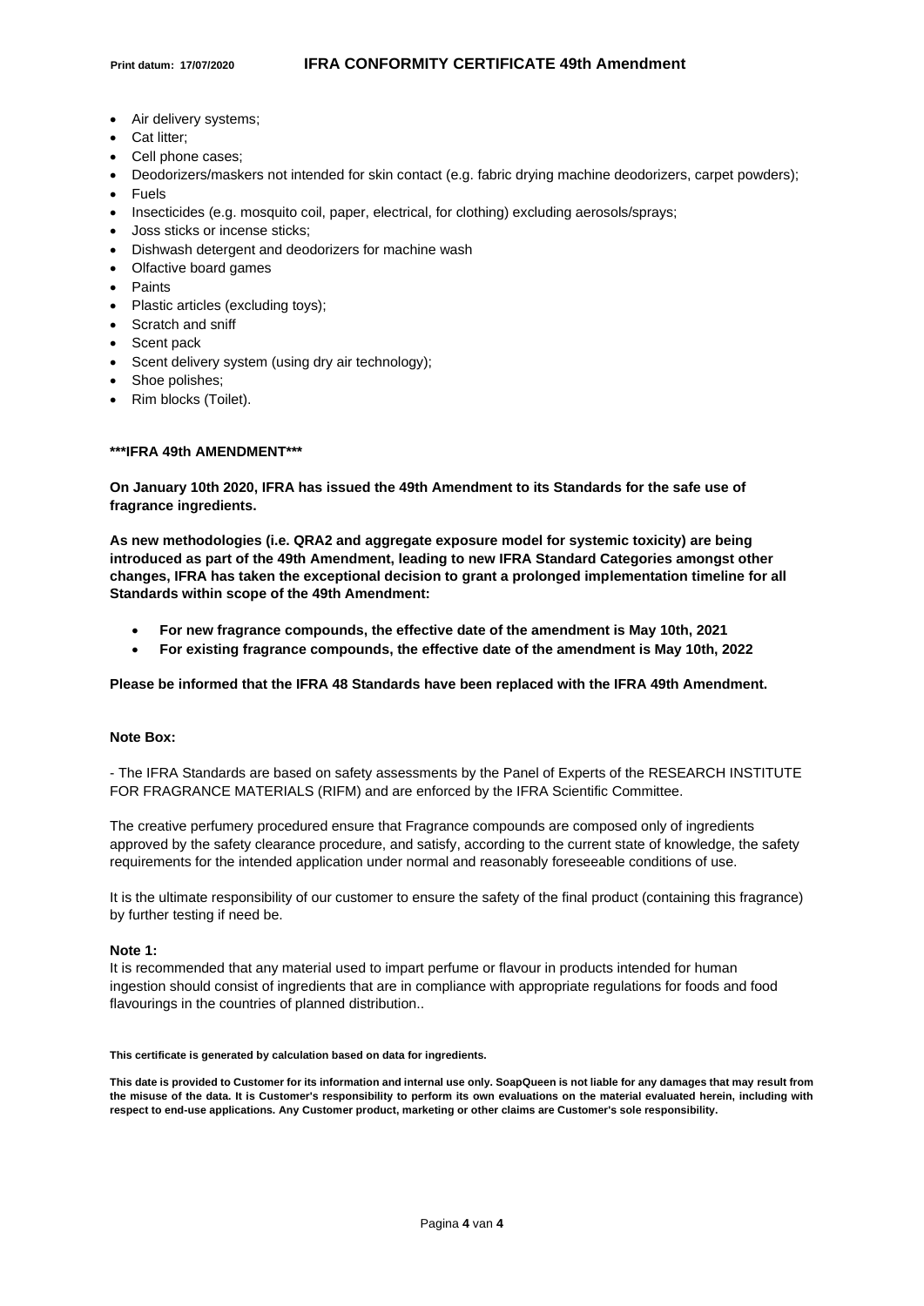- Air delivery systems;
- Cat litter;
- Cell phone cases;
- Deodorizers/maskers not intended for skin contact (e.g. fabric drying machine deodorizers, carpet powders);
- Fuels
- Insecticides (e.g. mosquito coil, paper, electrical, for clothing) excluding aerosols/sprays;
- Joss sticks or incense sticks;
- Dishwash detergent and deodorizers for machine wash
- Olfactive board games
- Paints
- Plastic articles (excluding toys);
- Scratch and sniff
- Scent pack
- Scent delivery system (using dry air technology);
- Shoe polishes;
- Rim blocks (Toilet).

**\*\*\*IFRA 49th AMENDMENT\*\*\***

**On January 10th 2020, IFRA has issued the 49th Amendment to its Standards for the safe use of fragrance ingredients.**

**As new methodologies (i.e. QRA2 and aggregate exposure model for systemic toxicity) are being introduced as part of the 49th Amendment, leading to new IFRA Standard Categories amongst other changes, IFRA has taken the exceptional decision to grant a prolonged implementation timeline for all Standards within scope of the 49th Amendment:**

- **For new fragrance compounds, the effective date of the amendment is May 10th, 2021**
- **For existing fragrance compounds, the effective date of the amendment is May 10th, 2022**

**Please be informed that the IFRA 48 Standards have been replaced with the IFRA 49th Amendment.**

**Note Box:**

- The IFRA Standards are based on safety assessments by the Panel of Experts of the RESEARCH INSTITUTE FOR FRAGRANCE MATERIALS (RIFM) and are enforced by the IFRA Scientific Committee.

The creative perfumery procedured ensure that Fragrance compounds are composed only of ingredients approved by the safety clearance procedure, and satisfy, according to the current state of knowledge, the safety requirements for the intended application under normal and reasonably foreseeable conditions of use.

It is the ultimate responsibility of our customer to ensure the safety of the final product (containing this fragrance) by further testing if need be.

**Note 1:**
It is recommended that any material used to impart perfume or flavour in products intended for human ingestion should consist of ingredients that are in compliance with appropriate regulations for foods and food flavourings in the countries of planned distribution..

**This certificate is generated by calculation based on data for ingredients.**

**This date is provided to Customer for its information and internal use only. SoapQueen is not liable for any damages that may result from the misuse of the data. It is Customer's responsibility to perform its own evaluations on the material evaluated herein, including with respect to end-use applications. Any Customer product, marketing or other claims are Customer's sole responsibility.**